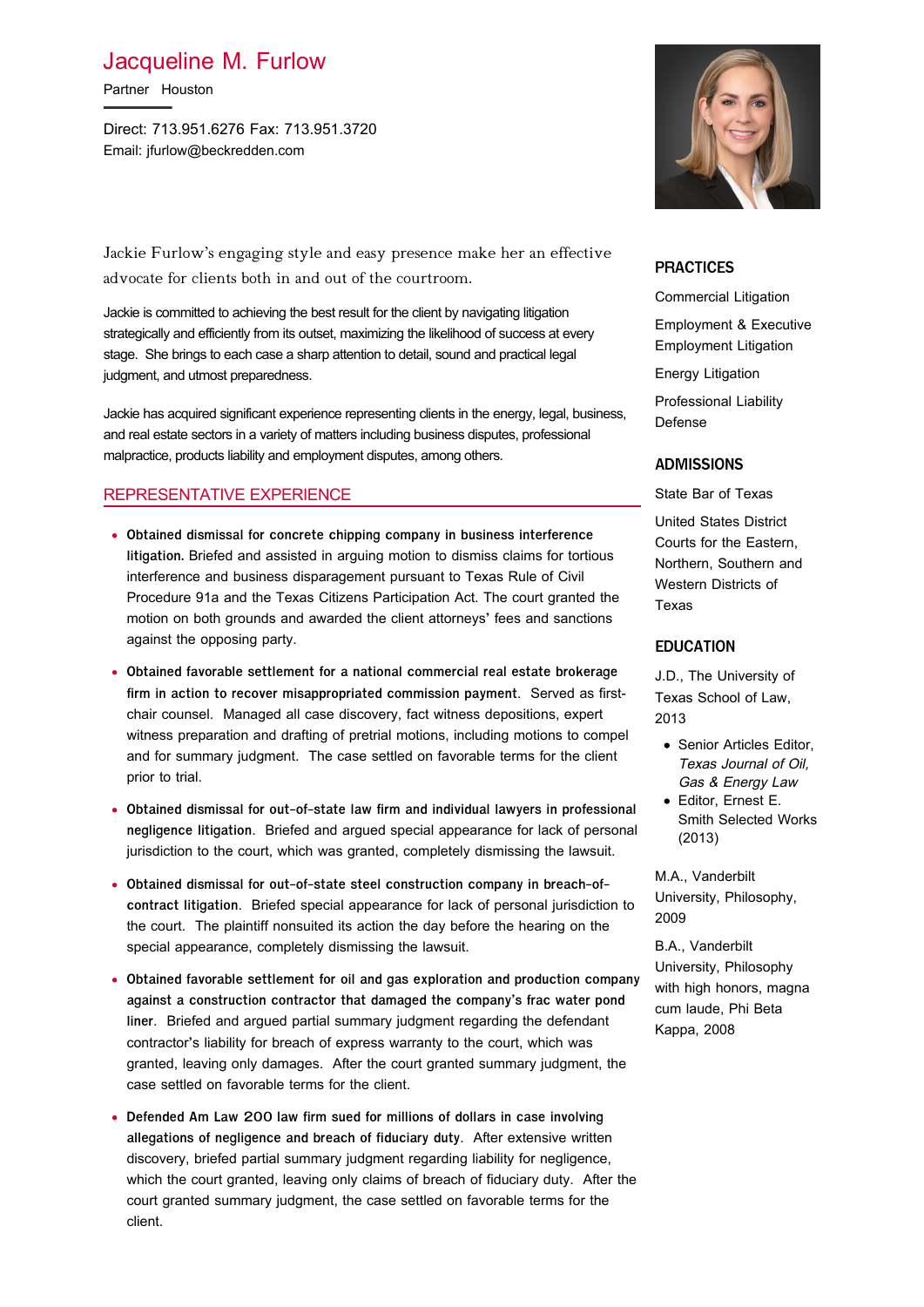# Jacqueline M. Furlow

Partner Houston

Direct: 713.951.6276 Fax: 713.951.3720
Email: jfurlow@beckredden.com

Jackie Furlow's engaging style and easy presence make her an effective advocate for clients both in and out of the courtroom.

Jackie is committed to achieving the best result for the client by navigating litigation strategically and efficiently from its outset, maximizing the likelihood of success at every stage. She brings to each case a sharp attention to detail, sound and practical legal judgment, and utmost preparedness.

Jackie has acquired significant experience representing clients in the energy, legal, business, and real estate sectors in a variety of matters including business disputes, professional malpractice, products liability and employment disputes, among others.

## REPRESENTATIVE EXPERIENCE

- **Obtained dismissal for concrete chipping company in business interference litigation.** Briefed and assisted in arguing motion to dismiss claims for tortious interference and business disparagement pursuant to Texas Rule of Civil Procedure 91a and the Texas Citizens Participation Act. The court granted the motion on both grounds and awarded the client attorneys' fees and sanctions against the opposing party.
- **Obtained favorable settlement for a national commercial real estate brokerage firm in action to recover misappropriated commission payment**. Served as first-chair counsel. Managed all case discovery, fact witness depositions, expert witness preparation and drafting of pretrial motions, including motions to compel and for summary judgment. The case settled on favorable terms for the client prior to trial.
- **Obtained dismissal for out-of-state law firm and individual lawyers in professional negligence litigation**. Briefed and argued special appearance for lack of personal jurisdiction to the court, which was granted, completely dismissing the lawsuit.
- **Obtained dismissal for out-of-state steel construction company in breach-of-contract litigation**. Briefed special appearance for lack of personal jurisdiction to the court. The plaintiff nonsuited its action the day before the hearing on the special appearance, completely dismissing the lawsuit.
- **Obtained favorable settlement for oil and gas exploration and production company against a construction contractor that damaged the company's frac water pond liner**. Briefed and argued partial summary judgment regarding the defendant contractor's liability for breach of express warranty to the court, which was granted, leaving only damages. After the court granted summary judgment, the case settled on favorable terms for the client.
- **Defended Am Law 200 law firm sued for millions of dollars in case involving allegations of negligence and breach of fiduciary duty**. After extensive written discovery, briefed partial summary judgment regarding liability for negligence, which the court granted, leaving only claims of breach of fiduciary duty. After the court granted summary judgment, the case settled on favorable terms for the client.

## PRACTICES

Commercial Litigation

Employment & Executive Employment Litigation

Energy Litigation

Professional Liability Defense

## ADMISSIONS

State Bar of Texas

United States District Courts for the Eastern, Northern, Southern and Western Districts of Texas

## EDUCATION

J.D., The University of Texas School of Law, 2013

- Senior Articles Editor, *Texas Journal of Oil, Gas & Energy Law*
- Editor, Ernest E. Smith Selected Works (2013)

M.A., Vanderbilt University, Philosophy, 2009

B.A., Vanderbilt University, Philosophy with high honors, magna cum laude, Phi Beta Kappa, 2008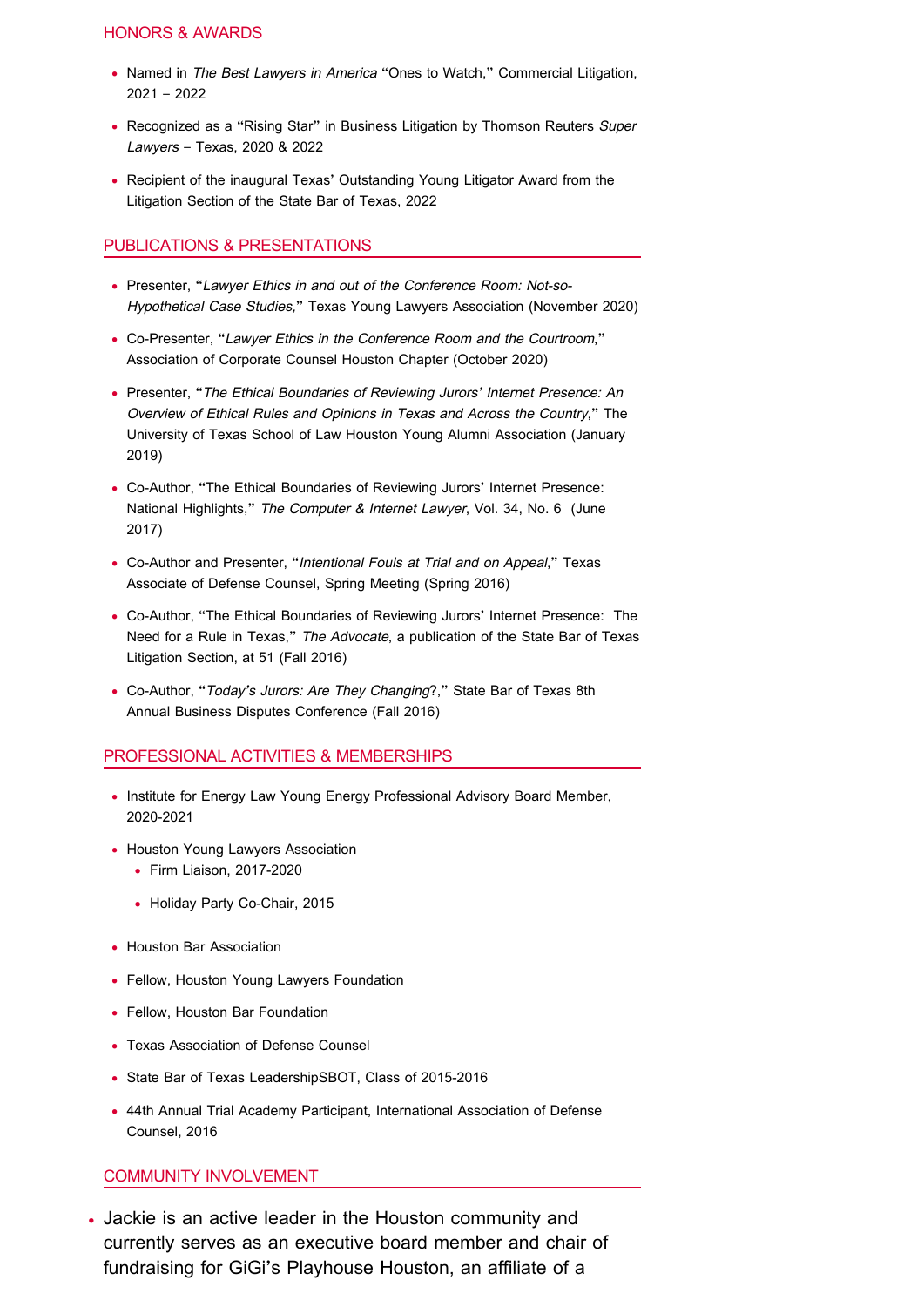## HONORS & AWARDS

- Named in *The Best Lawyers in America* "Ones to Watch," Commercial Litigation, 2021 – 2022
- Recognized as a "Rising Star" in Business Litigation by Thomson Reuters *Super Lawyers* – Texas, 2020 & 2022
- Recipient of the inaugural Texas' Outstanding Young Litigator Award from the Litigation Section of the State Bar of Texas, 2022

## PUBLICATIONS & PRESENTATIONS

- Presenter, "*Lawyer Ethics in and out of the Conference Room: Not-so-Hypothetical Case Studies,*" Texas Young Lawyers Association (November 2020)
- Co-Presenter, "*Lawyer Ethics in the Conference Room and the Courtroom*," Association of Corporate Counsel Houston Chapter (October 2020)
- Presenter, "*The Ethical Boundaries of Reviewing Jurors' Internet Presence: An Overview of Ethical Rules and Opinions in Texas and Across the Country*," The University of Texas School of Law Houston Young Alumni Association (January 2019)
- Co-Author, "The Ethical Boundaries of Reviewing Jurors' Internet Presence: National Highlights," *The Computer & Internet Lawyer*, Vol. 34, No. 6 (June 2017)
- Co-Author and Presenter, "*Intentional Fouls at Trial and on Appeal*," Texas Associate of Defense Counsel, Spring Meeting (Spring 2016)
- Co-Author, "The Ethical Boundaries of Reviewing Jurors' Internet Presence: The Need for a Rule in Texas," *The Advocate*, a publication of the State Bar of Texas Litigation Section, at 51 (Fall 2016)
- Co-Author, "*Today's Jurors: Are They Changing*?," State Bar of Texas 8th Annual Business Disputes Conference (Fall 2016)

## PROFESSIONAL ACTIVITIES & MEMBERSHIPS

- Institute for Energy Law Young Energy Professional Advisory Board Member, 2020-2021
- Houston Young Lawyers Association
  - Firm Liaison, 2017-2020
  - Holiday Party Co-Chair, 2015
- Houston Bar Association
- Fellow, Houston Young Lawyers Foundation
- Fellow, Houston Bar Foundation
- Texas Association of Defense Counsel
- State Bar of Texas LeadershipSBOT, Class of 2015-2016
- 44th Annual Trial Academy Participant, International Association of Defense Counsel, 2016

## COMMUNITY INVOLVEMENT

- Jackie is an active leader in the Houston community and currently serves as an executive board member and chair of fundraising for GiGi's Playhouse Houston, an affiliate of a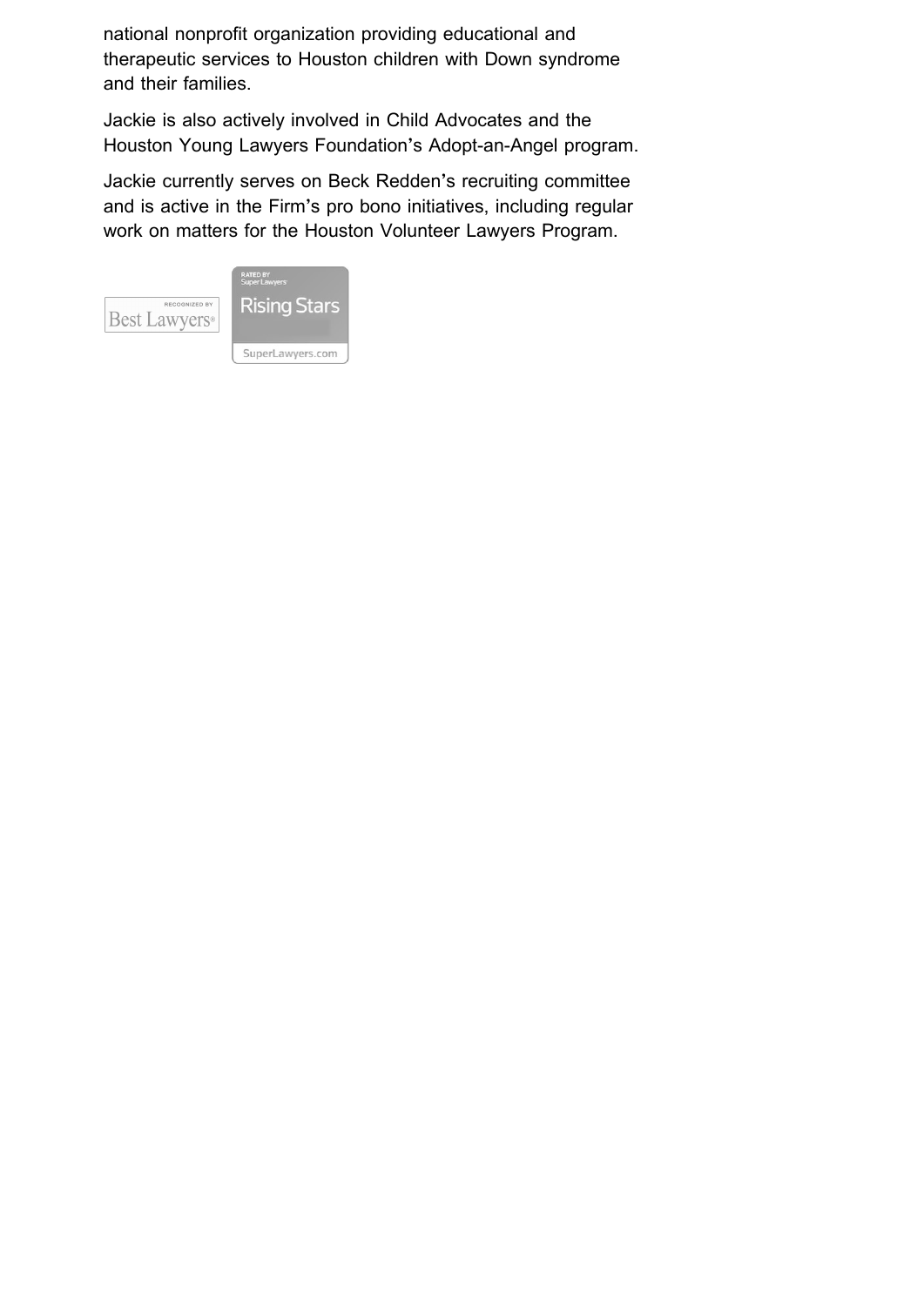national nonprofit organization providing educational and therapeutic services to Houston children with Down syndrome and their families.

Jackie is also actively involved in Child Advocates and the Houston Young Lawyers Foundation's Adopt-an-Angel program.

Jackie currently serves on Beck Redden's recruiting committee and is active in the Firm's pro bono initiatives, including regular work on matters for the Houston Volunteer Lawyers Program.

RECOGNIZED BY
Best Lawyers®

RATED BY
Super Lawyers
Rising Stars
SuperLawyers.com